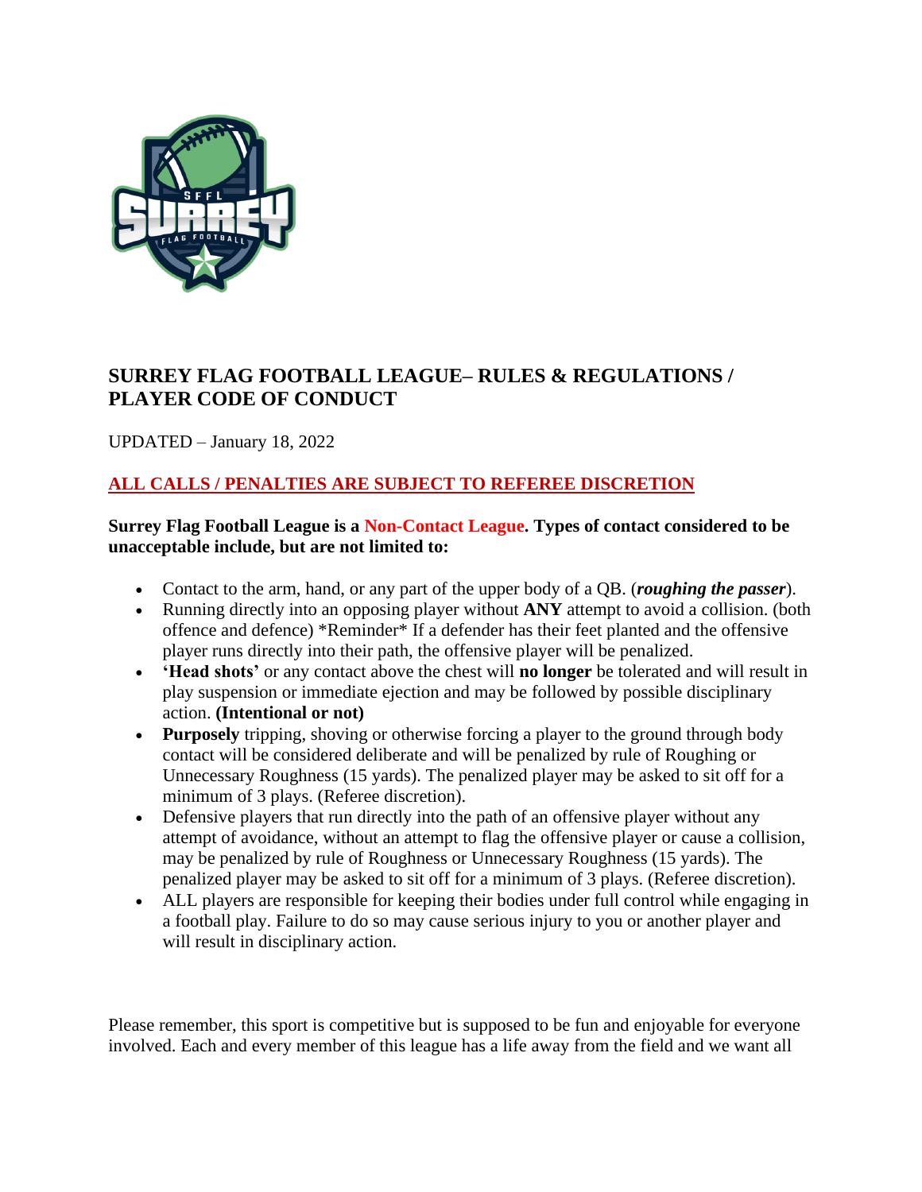# SURREY FLAG FOOTBALL LEAGUE– RULES & REGULATIONS / PLAYER CODE OF CONDUCT

UPDATED – January 18, 2022

**ALL CALLS / PENALTIES ARE SUBJECT TO REFEREE DISCRETION**

**Surrey Flag Football League is a Non-Contact League. Types of contact considered to be unacceptable include, but are not limited to:**

- Contact to the arm, hand, or any part of the upper body of a QB. (***roughing the passer***).
- Running directly into an opposing player without **ANY** attempt to avoid a collision. (both offence and defence) *Reminder* If a defender has their feet planted and the offensive player runs directly into their path, the offensive player will be penalized.
- **'Head shots'** or any contact above the chest will **no longer** be tolerated and will result in play suspension or immediate ejection and may be followed by possible disciplinary action. **(Intentional or not)**
- **Purposely** tripping, shoving or otherwise forcing a player to the ground through body contact will be considered deliberate and will be penalized by rule of Roughing or Unnecessary Roughness (15 yards). The penalized player may be asked to sit off for a minimum of 3 plays. (Referee discretion).
- Defensive players that run directly into the path of an offensive player without any attempt of avoidance, without an attempt to flag the offensive player or cause a collision, may be penalized by rule of Roughness or Unnecessary Roughness (15 yards). The penalized player may be asked to sit off for a minimum of 3 plays. (Referee discretion).
- ALL players are responsible for keeping their bodies under full control while engaging in a football play. Failure to do so may cause serious injury to you or another player and will result in disciplinary action.

Please remember, this sport is competitive but is supposed to be fun and enjoyable for everyone involved. Each and every member of this league has a life away from the field and we want all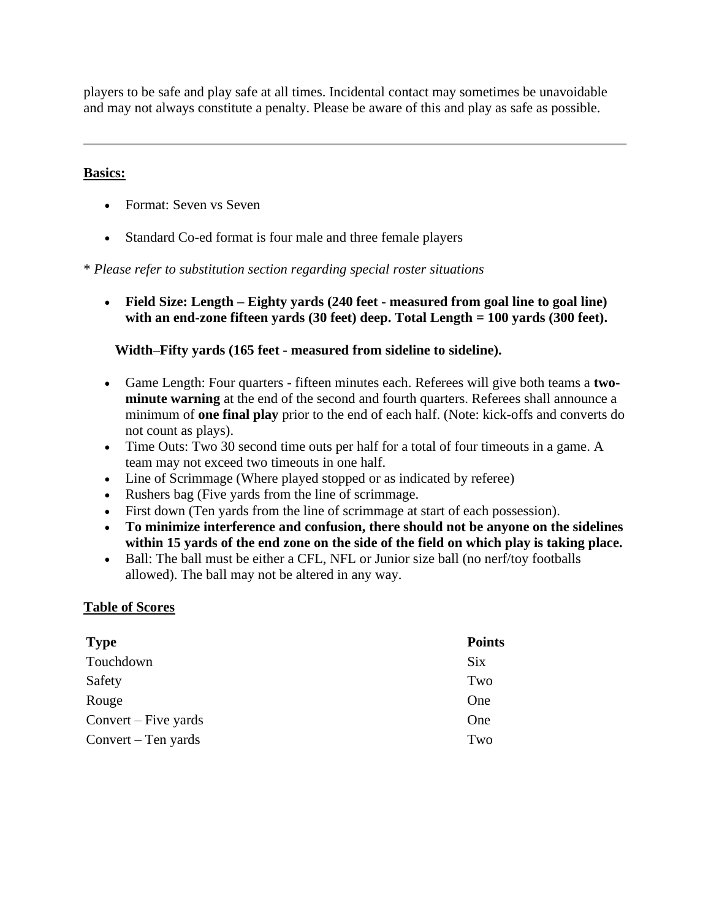players to be safe and play safe at all times. Incidental contact may sometimes be unavoidable and may not always constitute a penalty. Please be aware of this and play as safe as possible.

---

**Basics:**

- Format: Seven vs Seven
- Standard Co-ed format is four male and three female players

\* *Please refer to substitution section regarding special roster situations*

- **Field Size: Length – Eighty yards (240 feet - measured from goal line to goal line) with an end-zone fifteen yards (30 feet) deep. Total Length = 100 yards (300 feet).**

  **Width–Fifty yards (165 feet - measured from sideline to sideline).**

- Game Length: Four quarters - fifteen minutes each. Referees will give both teams a **two-minute warning** at the end of the second and fourth quarters. Referees shall announce a minimum of **one final play** prior to the end of each half. (Note: kick-offs and converts do not count as plays).
- Time Outs: Two 30 second time outs per half for a total of four timeouts in a game. A team may not exceed two timeouts in one half.
- Line of Scrimmage (Where played stopped or as indicated by referee)
- Rushers bag (Five yards from the line of scrimmage.
- First down (Ten yards from the line of scrimmage at start of each possession).
- **To minimize interference and confusion, there should not be anyone on the sidelines within 15 yards of the end zone on the side of the field on which play is taking place.**
- Ball: The ball must be either a CFL, NFL or Junior size ball (no nerf/toy footballs allowed). The ball may not be altered in any way.

**Table of Scores**

| Type | Points |
| --- | --- |
| Touchdown | Six |
| Safety | Two |
| Rouge | One |
| Convert – Five yards | One |
| Convert – Ten yards | Two |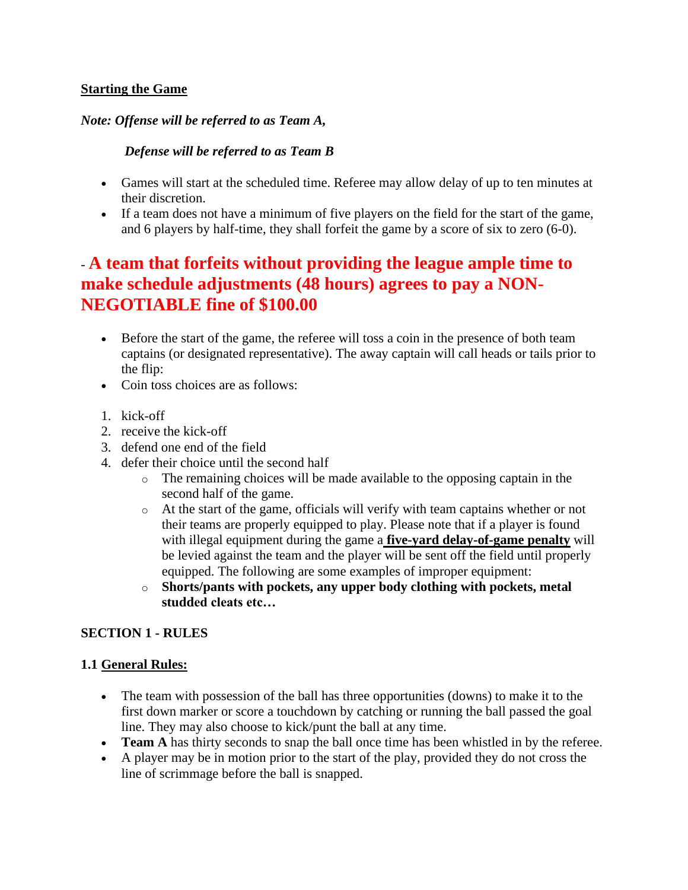## Starting the Game

***Note: Offense will be referred to as Team A,***

***Defense will be referred to as Team B***

- Games will start at the scheduled time. Referee may allow delay of up to ten minutes at their discretion.
- If a team does not have a minimum of five players on the field for the start of the game, and 6 players by half-time, they shall forfeit the game by a score of six to zero (6-0).

**- A team that forfeits without providing the league ample time to make schedule adjustments (48 hours) agrees to pay a NON-NEGOTIABLE fine of $100.00**

- Before the start of the game, the referee will toss a coin in the presence of both team captains (or designated representative). The away captain will call heads or tails prior to the flip:
- Coin toss choices are as follows:

1. kick-off
2. receive the kick-off
3. defend one end of the field
4. defer their choice until the second half
    - The remaining choices will be made available to the opposing captain in the second half of the game.
    - At the start of the game, officials will verify with team captains whether or not their teams are properly equipped to play. Please note that if a player is found with illegal equipment during the game a **five-yard delay-of-game penalty** will be levied against the team and the player will be sent off the field until properly equipped. The following are some examples of improper equipment:
    - **Shorts/pants with pockets, any upper body clothing with pockets, metal studded cleats etc…**

## SECTION 1 - RULES

### 1.1 General Rules:

- The team with possession of the ball has three opportunities (downs) to make it to the first down marker or score a touchdown by catching or running the ball passed the goal line. They may also choose to kick/punt the ball at any time.
- **Team A** has thirty seconds to snap the ball once time has been whistled in by the referee.
- A player may be in motion prior to the start of the play, provided they do not cross the line of scrimmage before the ball is snapped.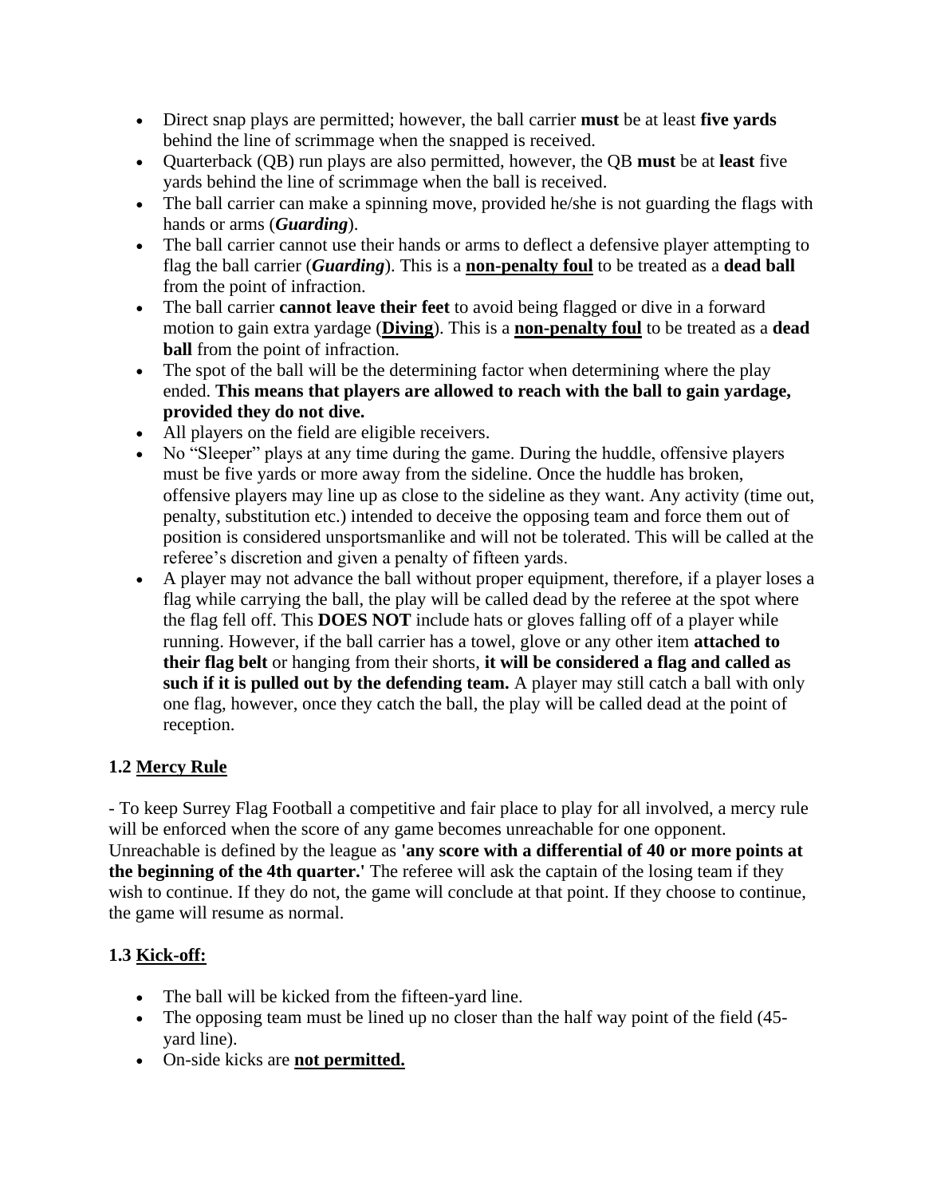- Direct snap plays are permitted; however, the ball carrier **must** be at least **five yards** behind the line of scrimmage when the snapped is received.
- Quarterback (QB) run plays are also permitted, however, the QB **must** be at **least** five yards behind the line of scrimmage when the ball is received.
- The ball carrier can make a spinning move, provided he/she is not guarding the flags with hands or arms (***Guarding***).
- The ball carrier cannot use their hands or arms to deflect a defensive player attempting to flag the ball carrier (***Guarding***). This is a **<u>non-penalty foul</u>** to be treated as a **dead ball** from the point of infraction.
- The ball carrier **cannot leave their feet** to avoid being flagged or dive in a forward motion to gain extra yardage (**<u>Diving</u>**). This is a **<u>non-penalty foul</u>** to be treated as a **dead ball** from the point of infraction.
- The spot of the ball will be the determining factor when determining where the play ended. **This means that players are allowed to reach with the ball to gain yardage, provided they do not dive.**
- All players on the field are eligible receivers.
- No "Sleeper" plays at any time during the game. During the huddle, offensive players must be five yards or more away from the sideline. Once the huddle has broken, offensive players may line up as close to the sideline as they want. Any activity (time out, penalty, substitution etc.) intended to deceive the opposing team and force them out of position is considered unsportsmanlike and will not be tolerated. This will be called at the referee's discretion and given a penalty of fifteen yards.
- A player may not advance the ball without proper equipment, therefore, if a player loses a flag while carrying the ball, the play will be called dead by the referee at the spot where the flag fell off. This **DOES NOT** include hats or gloves falling off of a player while running. However, if the ball carrier has a towel, glove or any other item **attached to their flag belt** or hanging from their shorts, **it will be considered a flag and called as such if it is pulled out by the defending team.** A player may still catch a ball with only one flag, however, once they catch the ball, the play will be called dead at the point of reception.

### 1.2 <u>Mercy Rule</u>

- To keep Surrey Flag Football a competitive and fair place to play for all involved, a mercy rule will be enforced when the score of any game becomes unreachable for one opponent. Unreachable is defined by the league as **'any score with a differential of 40 or more points at the beginning of the 4th quarter.'** The referee will ask the captain of the losing team if they wish to continue. If they do not, the game will conclude at that point. If they choose to continue, the game will resume as normal.

### 1.3 <u>Kick-off:</u>

- The ball will be kicked from the fifteen-yard line.
- The opposing team must be lined up no closer than the half way point of the field (45-yard line).
- On-side kicks are **<u>not permitted.</u>**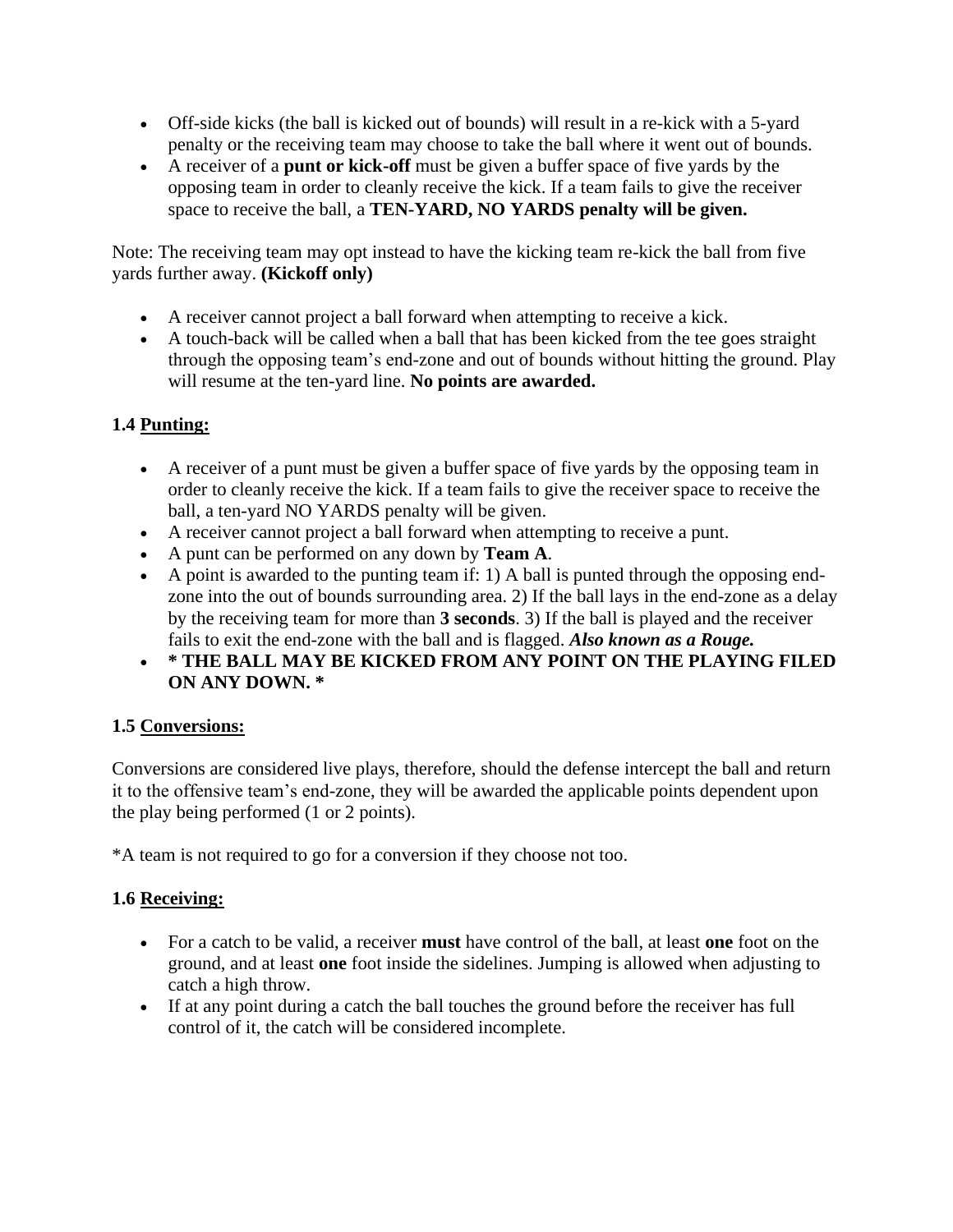- Off-side kicks (the ball is kicked out of bounds) will result in a re-kick with a 5-yard penalty or the receiving team may choose to take the ball where it went out of bounds.
- A receiver of a **punt or kick-off** must be given a buffer space of five yards by the opposing team in order to cleanly receive the kick. If a team fails to give the receiver space to receive the ball, a **TEN-YARD, NO YARDS penalty will be given.**

Note: The receiving team may opt instead to have the kicking team re-kick the ball from five yards further away. **(Kickoff only)**

- A receiver cannot project a ball forward when attempting to receive a kick.
- A touch-back will be called when a ball that has been kicked from the tee goes straight through the opposing team's end-zone and out of bounds without hitting the ground. Play will resume at the ten-yard line. **No points are awarded.**

### 1.4 <u>Punting:</u>

- A receiver of a punt must be given a buffer space of five yards by the opposing team in order to cleanly receive the kick. If a team fails to give the receiver space to receive the ball, a ten-yard NO YARDS penalty will be given.
- A receiver cannot project a ball forward when attempting to receive a punt.
- A punt can be performed on any down by **Team A**.
- A point is awarded to the punting team if: 1) A ball is punted through the opposing end-zone into the out of bounds surrounding area. 2) If the ball lays in the end-zone as a delay by the receiving team for more than **3 seconds**. 3) If the ball is played and the receiver fails to exit the end-zone with the ball and is flagged. ***Also known as a Rouge.***
- **\* THE BALL MAY BE KICKED FROM ANY POINT ON THE PLAYING FILED ON ANY DOWN. \***

### 1.5 <u>Conversions:</u>

Conversions are considered live plays, therefore, should the defense intercept the ball and return it to the offensive team's end-zone, they will be awarded the applicable points dependent upon the play being performed (1 or 2 points).

*A team is not required to go for a conversion if they choose not too.

### 1.6 <u>Receiving:</u>

- For a catch to be valid, a receiver **must** have control of the ball, at least **one** foot on the ground, and at least **one** foot inside the sidelines. Jumping is allowed when adjusting to catch a high throw.
- If at any point during a catch the ball touches the ground before the receiver has full control of it, the catch will be considered incomplete.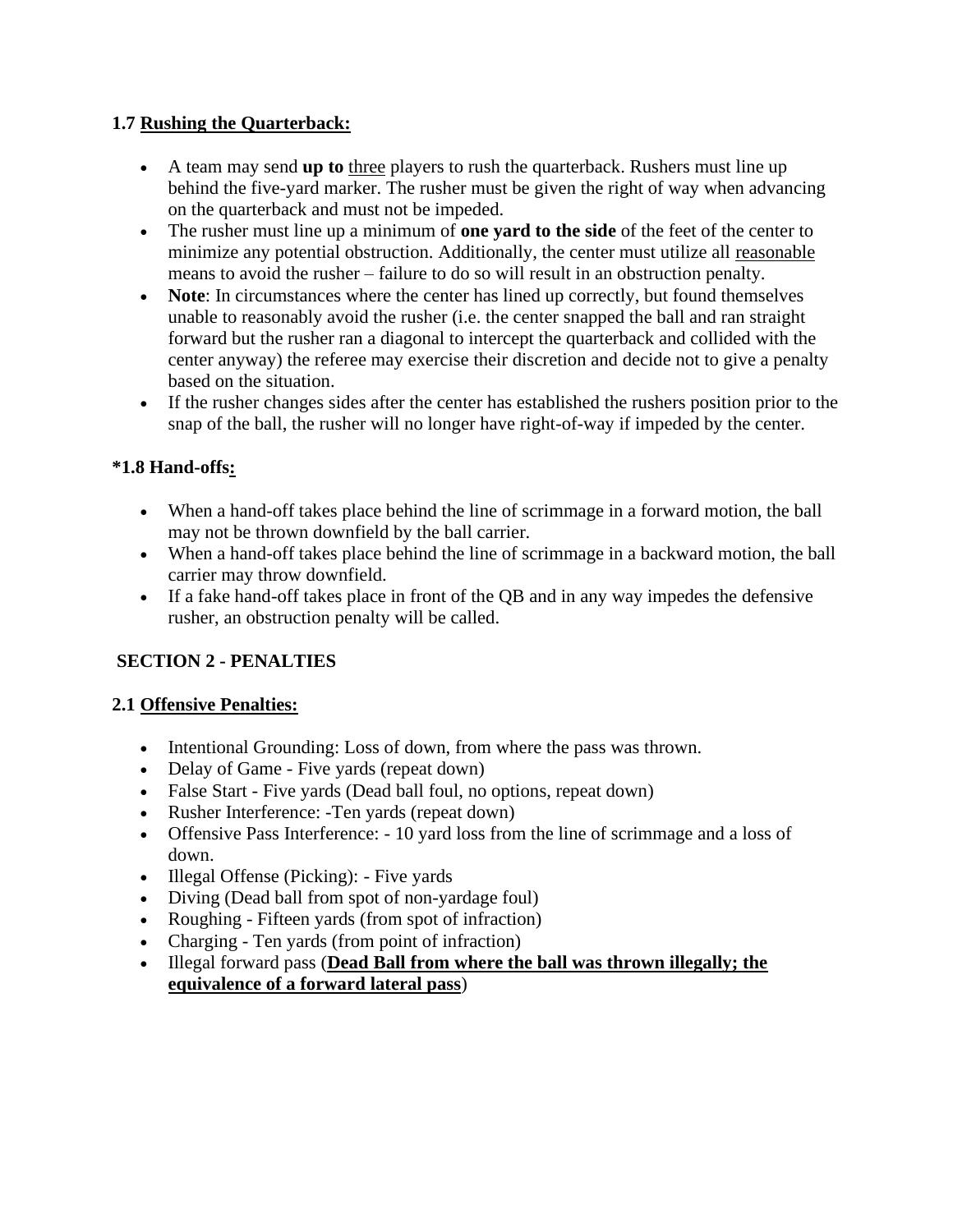### 1.7 <u>Rushing the Quarterback:</u>

- A team may send **up to** <u>three</u> players to rush the quarterback. Rushers must line up behind the five-yard marker. The rusher must be given the right of way when advancing on the quarterback and must not be impeded.
- The rusher must line up a minimum of **one yard to the side** of the feet of the center to minimize any potential obstruction. Additionally, the center must utilize all <u>reasonable</u> means to avoid the rusher – failure to do so will result in an obstruction penalty.
- **Note**: In circumstances where the center has lined up correctly, but found themselves unable to reasonably avoid the rusher (i.e. the center snapped the ball and ran straight forward but the rusher ran a diagonal to intercept the quarterback and collided with the center anyway) the referee may exercise their discretion and decide not to give a penalty based on the situation.
- If the rusher changes sides after the center has established the rushers position prior to the snap of the ball, the rusher will no longer have right-of-way if impeded by the center.

### *1.8 Hand-offs<u>:</u>

- When a hand-off takes place behind the line of scrimmage in a forward motion, the ball may not be thrown downfield by the ball carrier.
- When a hand-off takes place behind the line of scrimmage in a backward motion, the ball carrier may throw downfield.
- If a fake hand-off takes place in front of the QB and in any way impedes the defensive rusher, an obstruction penalty will be called.

## SECTION 2 - PENALTIES

### 2.1 <u>Offensive Penalties:</u>

- Intentional Grounding: Loss of down, from where the pass was thrown.
- Delay of Game - Five yards (repeat down)
- False Start - Five yards (Dead ball foul, no options, repeat down)
- Rusher Interference: -Ten yards (repeat down)
- Offensive Pass Interference: - 10 yard loss from the line of scrimmage and a loss of down.
- Illegal Offense (Picking): - Five yards
- Diving (Dead ball from spot of non-yardage foul)
- Roughing - Fifteen yards (from spot of infraction)
- Charging - Ten yards (from point of infraction)
- Illegal forward pass (<u>**Dead Ball from where the ball was thrown illegally; the equivalence of a forward lateral pass**</u>)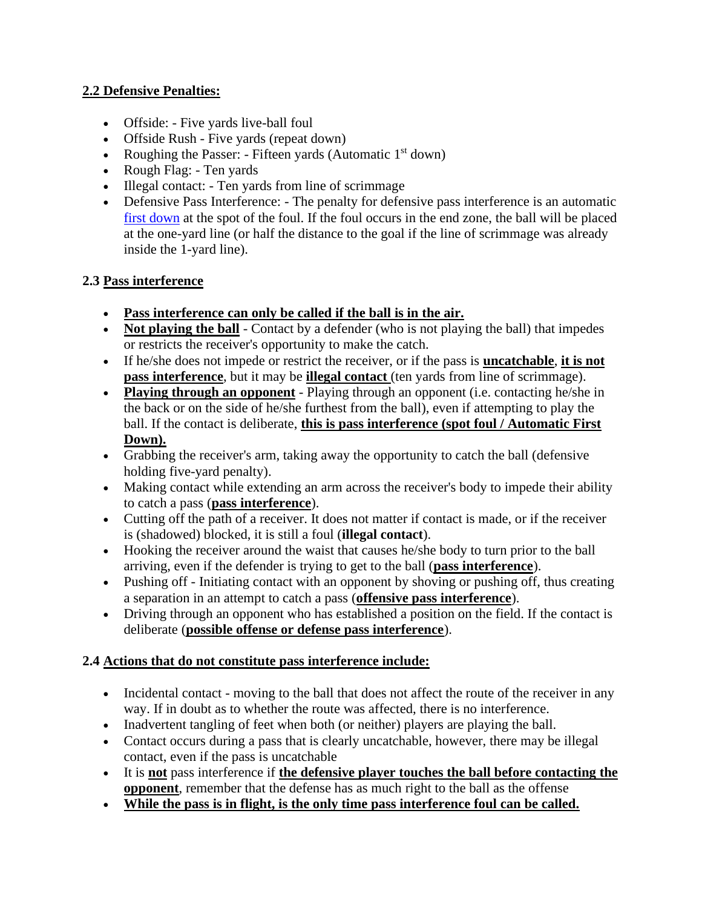### **2.2 Defensive Penalties:**

- Offside: - Five yards live-ball foul
- Offside Rush - Five yards (repeat down)
- Roughing the Passer: - Fifteen yards (Automatic 1st down)
- Rough Flag: - Ten yards
- Illegal contact: - Ten yards from line of scrimmage
- Defensive Pass Interference: - The penalty for defensive pass interference is an automatic first down at the spot of the foul. If the foul occurs in the end zone, the ball will be placed at the one-yard line (or half the distance to the goal if the line of scrimmage was already inside the 1-yard line).

### **2.3 Pass interference**

- **Pass interference can only be called if the ball is in the air.**
- **Not playing the ball** - Contact by a defender (who is not playing the ball) that impedes or restricts the receiver's opportunity to make the catch.
- If he/she does not impede or restrict the receiver, or if the pass is **uncatchable**, **it is not pass interference**, but it may be **illegal contact** (ten yards from line of scrimmage).
- **Playing through an opponent** - Playing through an opponent (i.e. contacting he/she in the back or on the side of he/she furthest from the ball), even if attempting to play the ball. If the contact is deliberate, **this is pass interference (spot foul / Automatic First Down).**
- Grabbing the receiver's arm, taking away the opportunity to catch the ball (defensive holding five-yard penalty).
- Making contact while extending an arm across the receiver's body to impede their ability to catch a pass (**pass interference**).
- Cutting off the path of a receiver. It does not matter if contact is made, or if the receiver is (shadowed) blocked, it is still a foul (**illegal contact**).
- Hooking the receiver around the waist that causes he/she body to turn prior to the ball arriving, even if the defender is trying to get to the ball (**pass interference**).
- Pushing off - Initiating contact with an opponent by shoving or pushing off, thus creating a separation in an attempt to catch a pass (**offensive pass interference**).
- Driving through an opponent who has established a position on the field. If the contact is deliberate (**possible offense or defense pass interference**).

### **2.4 Actions that do not constitute pass interference include:**

- Incidental contact - moving to the ball that does not affect the route of the receiver in any way. If in doubt as to whether the route was affected, there is no interference.
- Inadvertent tangling of feet when both (or neither) players are playing the ball.
- Contact occurs during a pass that is clearly uncatchable, however, there may be illegal contact, even if the pass is uncatchable
- It is **not** pass interference if **the defensive player touches the ball before contacting the opponent**, remember that the defense has as much right to the ball as the offense
- **While the pass is in flight, is the only time pass interference foul can be called.**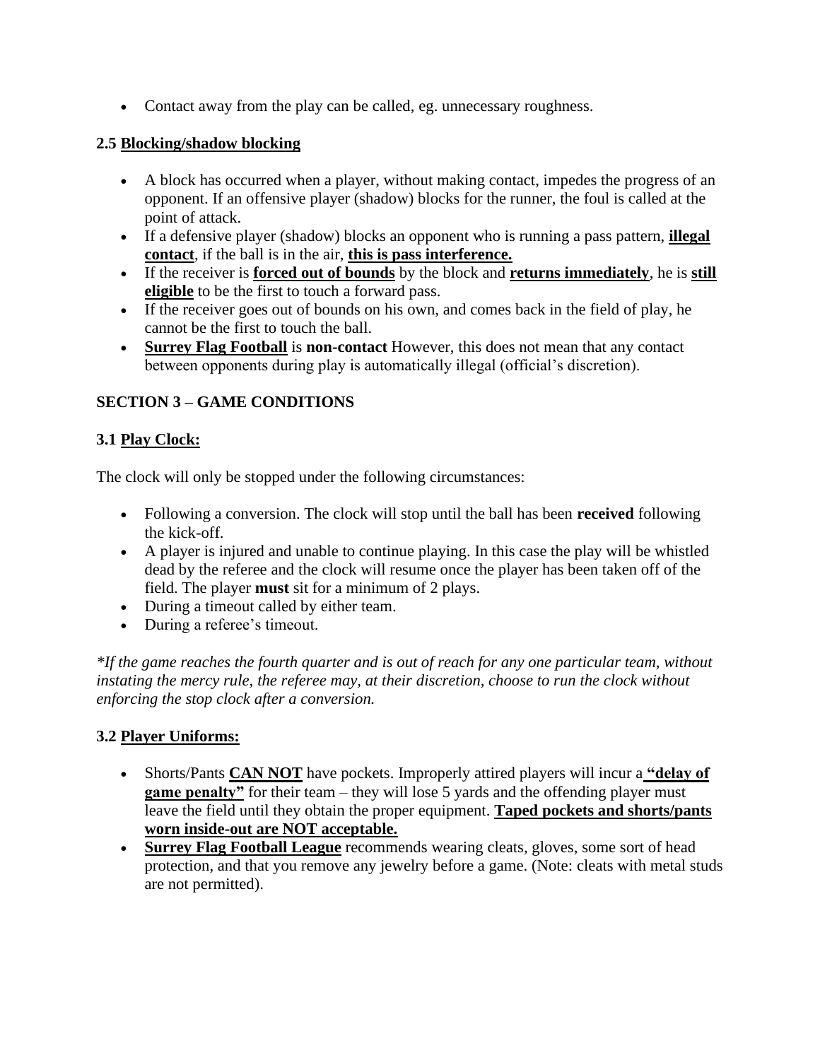- Contact away from the play can be called, eg. unnecessary roughness.

### 2.5 Blocking/shadow blocking

- A block has occurred when a player, without making contact, impedes the progress of an opponent. If an offensive player (shadow) blocks for the runner, the foul is called at the point of attack.
- If a defensive player (shadow) blocks an opponent who is running a pass pattern, **illegal contact**, if the ball is in the air, **this is pass interference.**
- If the receiver is **forced out of bounds** by the block and **returns immediately**, he is **still eligible** to be the first to touch a forward pass.
- If the receiver goes out of bounds on his own, and comes back in the field of play, he cannot be the first to touch the ball.
- **Surrey Flag Football** is **non-contact** However, this does not mean that any contact between opponents during play is automatically illegal (official's discretion).

## SECTION 3 – GAME CONDITIONS

### 3.1 Play Clock:

The clock will only be stopped under the following circumstances:

- Following a conversion. The clock will stop until the ball has been **received** following the kick-off.
- A player is injured and unable to continue playing. In this case the play will be whistled dead by the referee and the clock will resume once the player has been taken off of the field. The player **must** sit for a minimum of 2 plays.
- During a timeout called by either team.
- During a referee's timeout.

*\*If the game reaches the fourth quarter and is out of reach for any one particular team, without instating the mercy rule, the referee may, at their discretion, choose to run the clock without enforcing the stop clock after a conversion.*

### 3.2 Player Uniforms:

- Shorts/Pants **CAN NOT** have pockets. Improperly attired players will incur a **"delay of game penalty"** for their team – they will lose 5 yards and the offending player must leave the field until they obtain the proper equipment. **Taped pockets and shorts/pants worn inside-out are NOT acceptable.**
- **Surrey Flag Football League** recommends wearing cleats, gloves, some sort of head protection, and that you remove any jewelry before a game. (Note: cleats with metal studs are not permitted).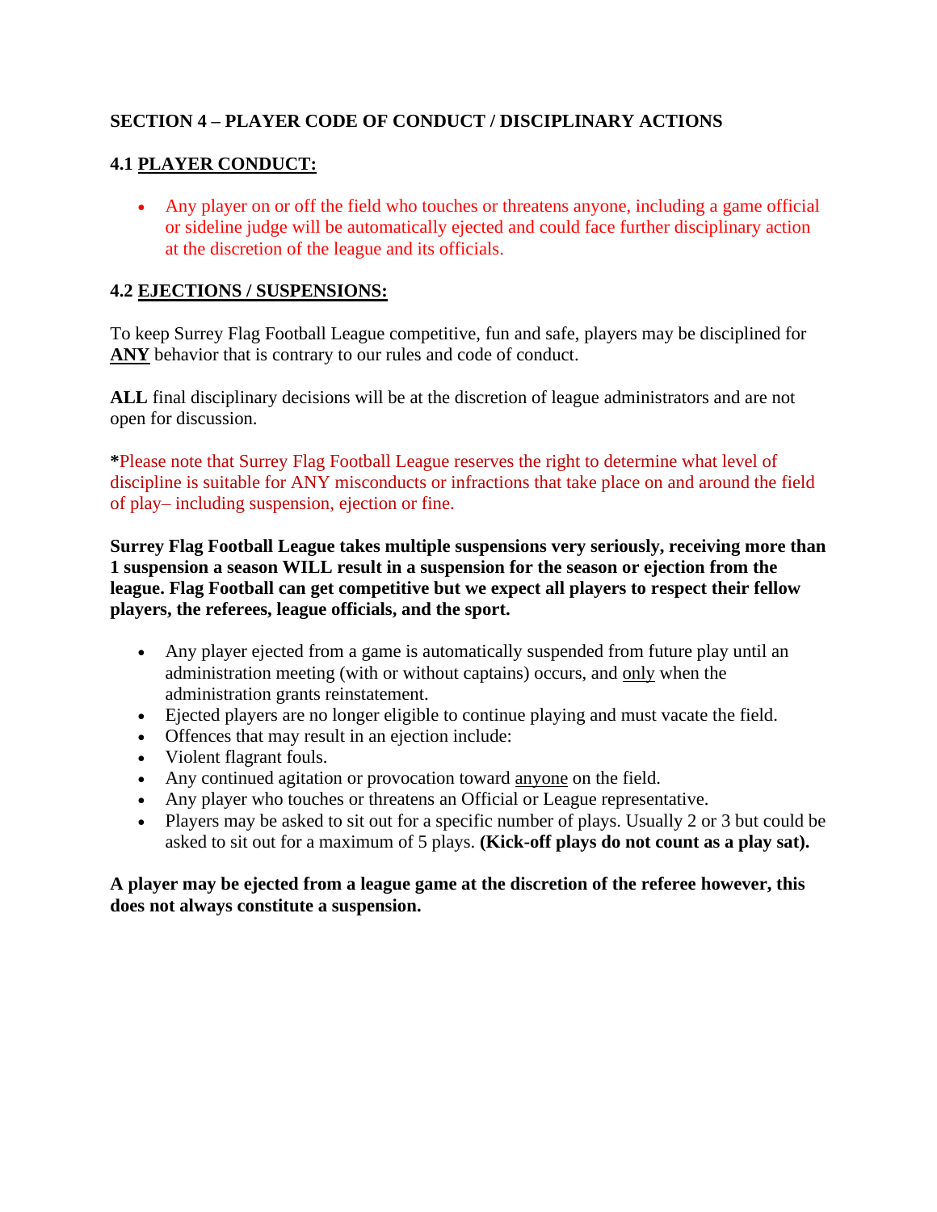### SECTION 4 – PLAYER CODE OF CONDUCT / DISCIPLINARY ACTIONS

### 4.1 PLAYER CONDUCT:

- Any player on or off the field who touches or threatens anyone, including a game official or sideline judge will be automatically ejected and could face further disciplinary action at the discretion of the league and its officials.

### 4.2 EJECTIONS / SUSPENSIONS:

To keep Surrey Flag Football League competitive, fun and safe, players may be disciplined for **ANY** behavior that is contrary to our rules and code of conduct.

**ALL** final disciplinary decisions will be at the discretion of league administrators and are not open for discussion.

**\***Please note that Surrey Flag Football League reserves the right to determine what level of discipline is suitable for ANY misconducts or infractions that take place on and around the field of play– including suspension, ejection or fine.

**Surrey Flag Football League takes multiple suspensions very seriously, receiving more than 1 suspension a season WILL result in a suspension for the season or ejection from the league. Flag Football can get competitive but we expect all players to respect their fellow players, the referees, league officials, and the sport.**

- Any player ejected from a game is automatically suspended from future play until an administration meeting (with or without captains) occurs, and only when the administration grants reinstatement.
- Ejected players are no longer eligible to continue playing and must vacate the field.
- Offences that may result in an ejection include:
- Violent flagrant fouls.
- Any continued agitation or provocation toward anyone on the field.
- Any player who touches or threatens an Official or League representative.
- Players may be asked to sit out for a specific number of plays. Usually 2 or 3 but could be asked to sit out for a maximum of 5 plays. **(Kick-off plays do not count as a play sat).**

**A player may be ejected from a league game at the discretion of the referee however, this does not always constitute a suspension.**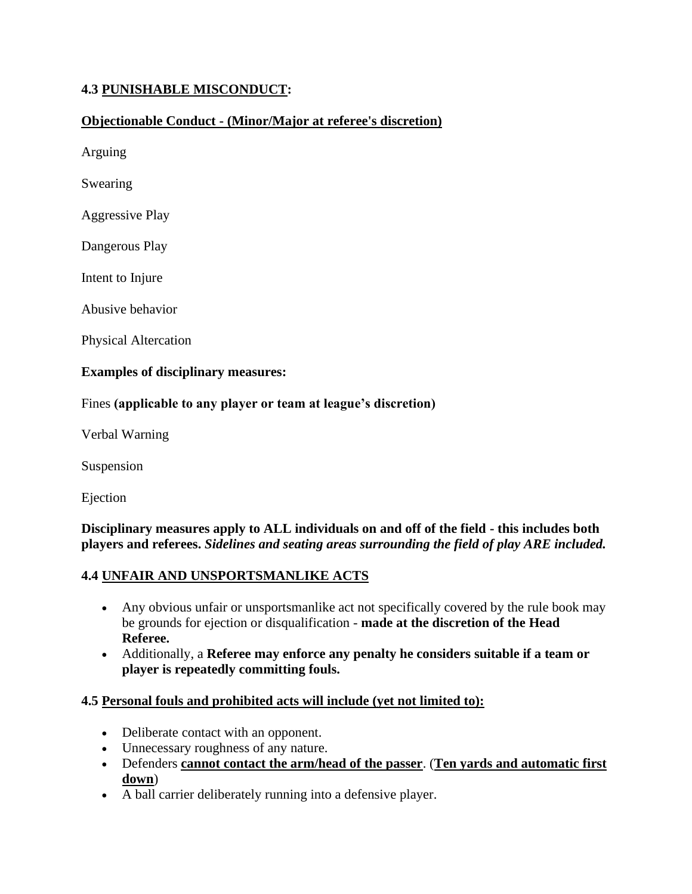### 4.3 <u>PUNISHABLE MISCONDUCT</u>:

**<u>Objectionable Conduct - (Minor/Major at referee's discretion)</u>**

Arguing

Swearing

Aggressive Play

Dangerous Play

Intent to Injure

Abusive behavior

Physical Altercation

**Examples of disciplinary measures:**

Fines **(applicable to any player or team at league's discretion)**

Verbal Warning

Suspension

Ejection

**Disciplinary measures apply to ALL individuals on and off of the field - this includes both players and referees.** ***Sidelines and seating areas surrounding the field of play ARE included.***

### 4.4 <u>UNFAIR AND UNSPORTSMANLIKE ACTS</u>

- Any obvious unfair or unsportsmanlike act not specifically covered by the rule book may be grounds for ejection or disqualification - **made at the discretion of the Head Referee.**
- Additionally, a **Referee may enforce any penalty he considers suitable if a team or player is repeatedly committing fouls.**

### 4.5 <u>Personal fouls and prohibited acts will include (yet not limited to):</u>

- Deliberate contact with an opponent.
- Unnecessary roughness of any nature.
- Defenders **<u>cannot contact the arm/head of the passer</u>**. (**<u>Ten yards and automatic first down</u>**)
- A ball carrier deliberately running into a defensive player.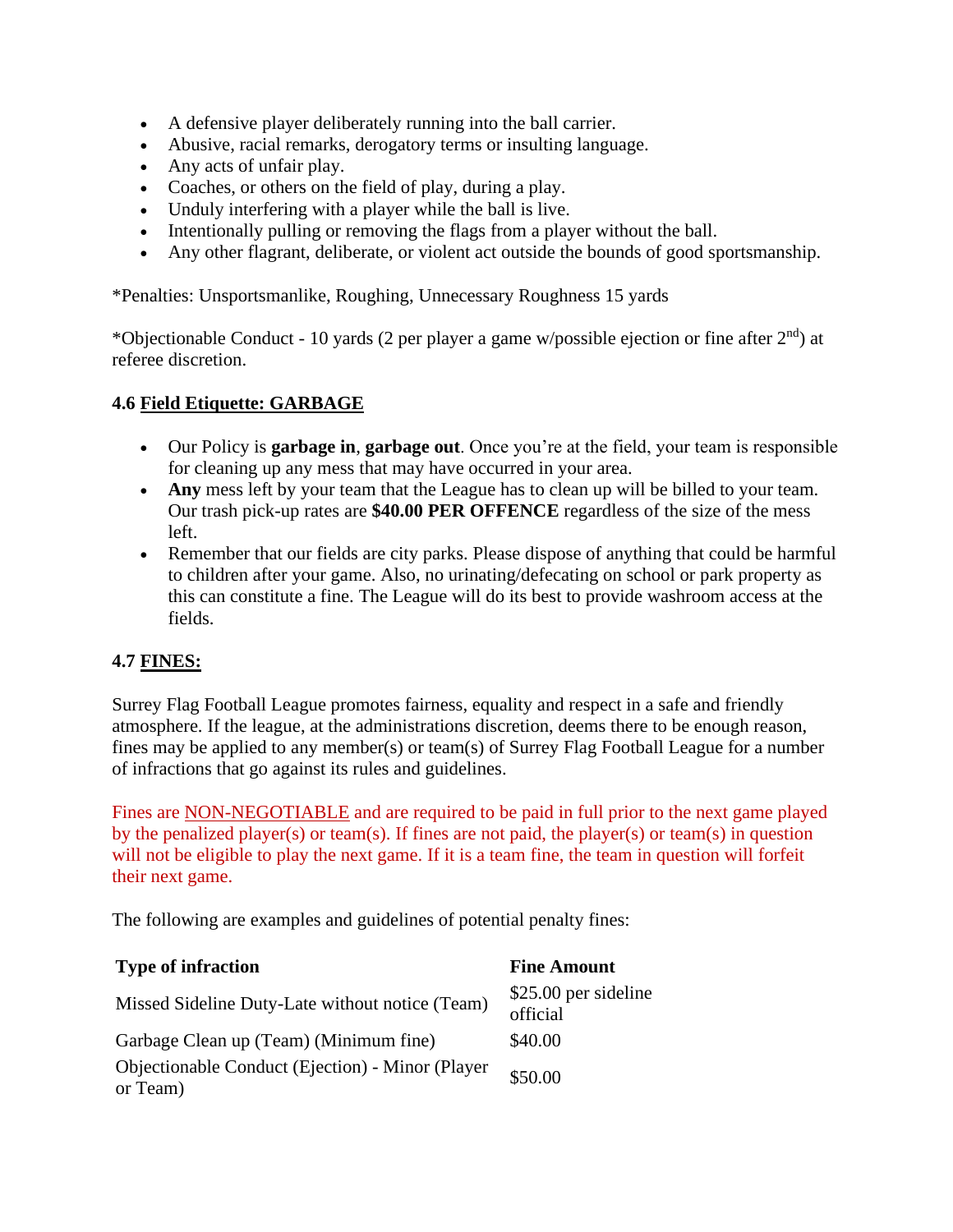- A defensive player deliberately running into the ball carrier.
- Abusive, racial remarks, derogatory terms or insulting language.
- Any acts of unfair play.
- Coaches, or others on the field of play, during a play.
- Unduly interfering with a player while the ball is live.
- Intentionally pulling or removing the flags from a player without the ball.
- Any other flagrant, deliberate, or violent act outside the bounds of good sportsmanship.

*Penalties: Unsportsmanlike, Roughing, Unnecessary Roughness 15 yards

*Objectionable Conduct - 10 yards (2 per player a game w/possible ejection or fine after 2nd) at referee discretion.

### 4.6 Field Etiquette: GARBAGE

- Our Policy is **garbage in**, **garbage out**. Once you're at the field, your team is responsible for cleaning up any mess that may have occurred in your area.
- **Any** mess left by your team that the League has to clean up will be billed to your team. Our trash pick-up rates are **$40.00 PER OFFENCE** regardless of the size of the mess left.
- Remember that our fields are city parks. Please dispose of anything that could be harmful to children after your game. Also, no urinating/defecating on school or park property as this can constitute a fine. The League will do its best to provide washroom access at the fields.

### 4.7 FINES:

Surrey Flag Football League promotes fairness, equality and respect in a safe and friendly atmosphere. If the league, at the administrations discretion, deems there to be enough reason, fines may be applied to any member(s) or team(s) of Surrey Flag Football League for a number of infractions that go against its rules and guidelines.

Fines are NON-NEGOTIABLE and are required to be paid in full prior to the next game played by the penalized player(s) or team(s). If fines are not paid, the player(s) or team(s) in question will not be eligible to play the next game. If it is a team fine, the team in question will forfeit their next game.

The following are examples and guidelines of potential penalty fines:

| Type of infraction | Fine Amount |
|---|---|
| Missed Sideline Duty-Late without notice (Team) | $25.00 per sideline official |
| Garbage Clean up (Team) (Minimum fine) | $40.00 |
| Objectionable Conduct (Ejection) - Minor (Player or Team) | $50.00 |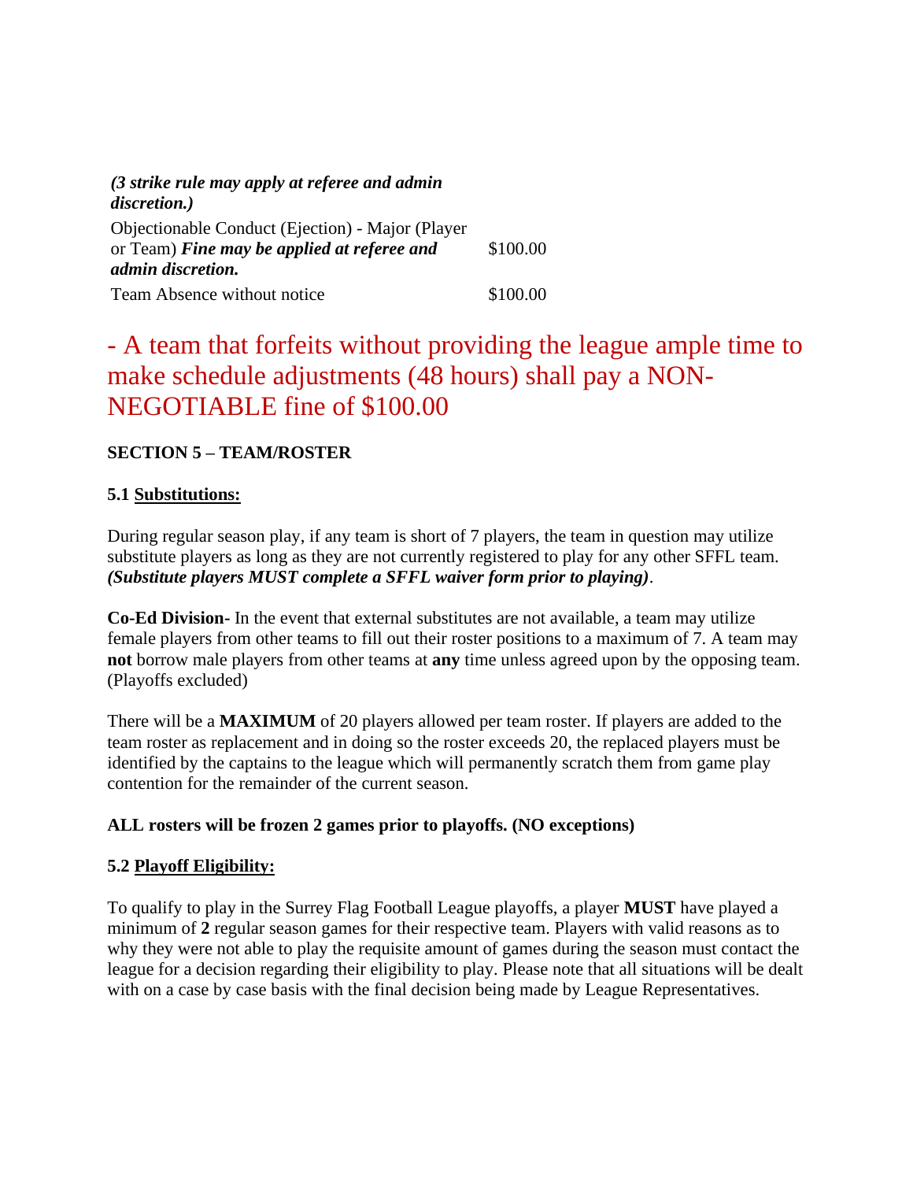| | |
|---|---|
| ***(3 strike rule may apply at referee and admin discretion.)*** | |
| Objectionable Conduct (Ejection) - Major (Player or Team) ***Fine may be applied at referee and admin discretion.*** | $100.00 |
| Team Absence without notice | $100.00 |

- A team that forfeits without providing the league ample time to make schedule adjustments (48 hours) shall pay a NON-NEGOTIABLE fine of $100.00

**SECTION 5 – TEAM/ROSTER**

**5.1 Substitutions:**

During regular season play, if any team is short of 7 players, the team in question may utilize substitute players as long as they are not currently registered to play for any other SFFL team. ***(Substitute players MUST complete a SFFL waiver form prior to playing)***.

**Co-Ed Division-** In the event that external substitutes are not available, a team may utilize female players from other teams to fill out their roster positions to a maximum of 7. A team may **not** borrow male players from other teams at **any** time unless agreed upon by the opposing team. (Playoffs excluded)

There will be a **MAXIMUM** of 20 players allowed per team roster. If players are added to the team roster as replacement and in doing so the roster exceeds 20, the replaced players must be identified by the captains to the league which will permanently scratch them from game play contention for the remainder of the current season.

**ALL rosters will be frozen 2 games prior to playoffs. (NO exceptions)**

**5.2 Playoff Eligibility:**

To qualify to play in the Surrey Flag Football League playoffs, a player **MUST** have played a minimum of **2** regular season games for their respective team. Players with valid reasons as to why they were not able to play the requisite amount of games during the season must contact the league for a decision regarding their eligibility to play. Please note that all situations will be dealt with on a case by case basis with the final decision being made by League Representatives.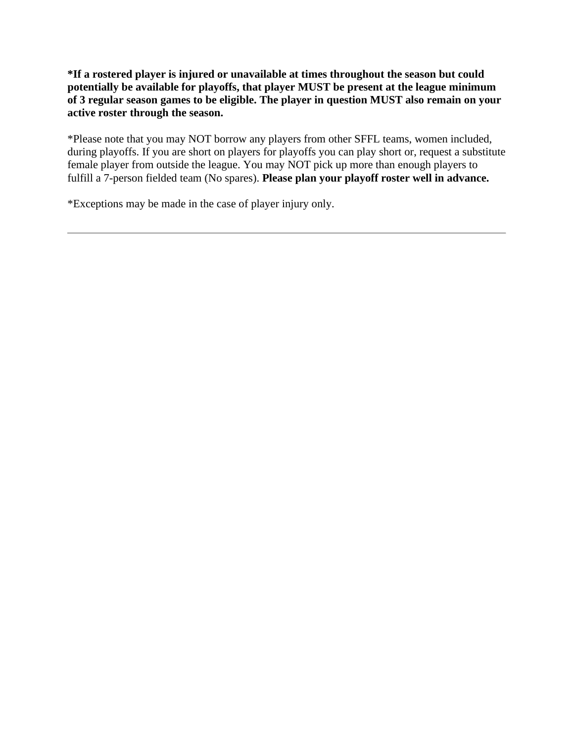**\*If a rostered player is injured or unavailable at times throughout the season but could potentially be available for playoffs, that player MUST be present at the league minimum of 3 regular season games to be eligible. The player in question MUST also remain on your active roster through the season.**

\*Please note that you may NOT borrow any players from other SFFL teams, women included, during playoffs. If you are short on players for playoffs you can play short or, request a substitute female player from outside the league. You may NOT pick up more than enough players to fulfill a 7-person fielded team (No spares). **Please plan your playoff roster well in advance.**

\*Exceptions may be made in the case of player injury only.

---